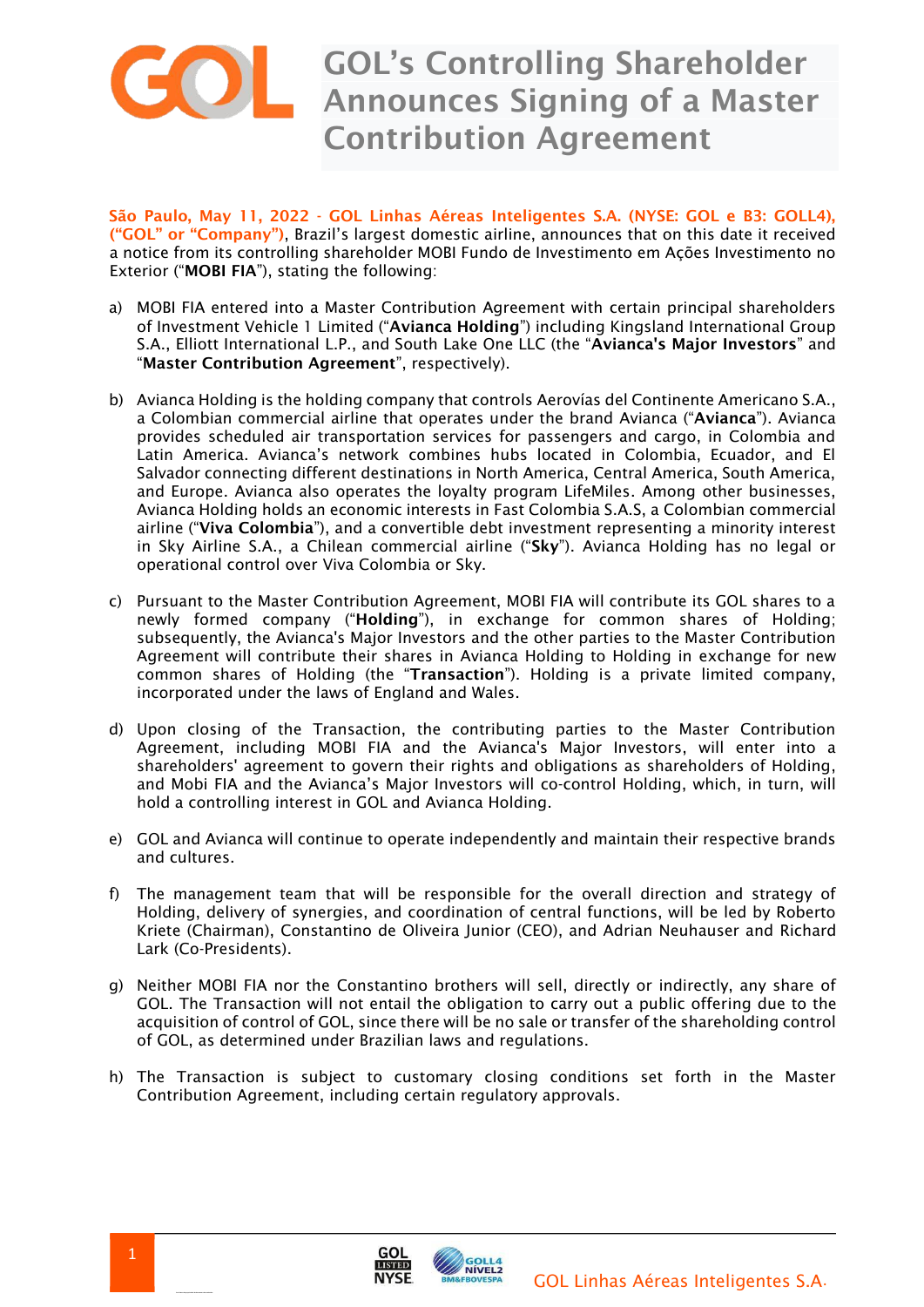# GOL's Controlling Shareholder Announces Signing of a Master Contribution Agreement

**São Paulo, May 11, 2022 - GOL Linhas Aéreas Inteligentes S.A. (NYSE: GOL e B3: GOLL4), ("GOL" or "Company")**, Brazil's largest domestic airline, announces that on this date it received a notice from its controlling shareholder MOBI Fundo de Investimento em Ações Investimento no Exterior ("**MOBI FIA**"), stating the following:

a) MOBI FIA entered into a Master Contribution Agreement with certain principal shareholders of Investment Vehicle 1 Limited ("**Avianca Holding**") including Kingsland International Group S.A., Elliott International L.P., and South Lake One LLC (the "**Avianca's Major Investors**" and "**Master Contribution Agreement**", respectively).

b) Avianca Holding is the holding company that controls Aerovías del Continente Americano S.A., a Colombian commercial airline that operates under the brand Avianca ("**Avianca**"). Avianca provides scheduled air transportation services for passengers and cargo, in Colombia and Latin America. Avianca's network combines hubs located in Colombia, Ecuador, and El Salvador connecting different destinations in North America, Central America, South America, and Europe. Avianca also operates the loyalty program LifeMiles. Among other businesses, Avianca Holding holds an economic interests in Fast Colombia S.A.S, a Colombian commercial airline ("**Viva Colombia**"), and a convertible debt investment representing a minority interest in Sky Airline S.A., a Chilean commercial airline ("**Sky**"). Avianca Holding has no legal or operational control over Viva Colombia or Sky.

c) Pursuant to the Master Contribution Agreement, MOBI FIA will contribute its GOL shares to a newly formed company ("**Holding**"), in exchange for common shares of Holding; subsequently, the Avianca's Major Investors and the other parties to the Master Contribution Agreement will contribute their shares in Avianca Holding to Holding in exchange for new common shares of Holding (the "**Transaction**"). Holding is a private limited company, incorporated under the laws of England and Wales.

d) Upon closing of the Transaction, the contributing parties to the Master Contribution Agreement, including MOBI FIA and the Avianca's Major Investors, will enter into a shareholders' agreement to govern their rights and obligations as shareholders of Holding, and Mobi FIA and the Avianca's Major Investors will co-control Holding, which, in turn, will hold a controlling interest in GOL and Avianca Holding.

e) GOL and Avianca will continue to operate independently and maintain their respective brands and cultures.

f) The management team that will be responsible for the overall direction and strategy of Holding, delivery of synergies, and coordination of central functions, will be led by Roberto Kriete (Chairman), Constantino de Oliveira Junior (CEO), and Adrian Neuhauser and Richard Lark (Co-Presidents).

g) Neither MOBI FIA nor the Constantino brothers will sell, directly or indirectly, any share of GOL. The Transaction will not entail the obligation to carry out a public offering due to the acquisition of control of GOL, since there will be no sale or transfer of the shareholding control of GOL, as determined under Brazilian laws and regulations.

h) The Transaction is subject to customary closing conditions set forth in the Master Contribution Agreement, including certain regulatory approvals.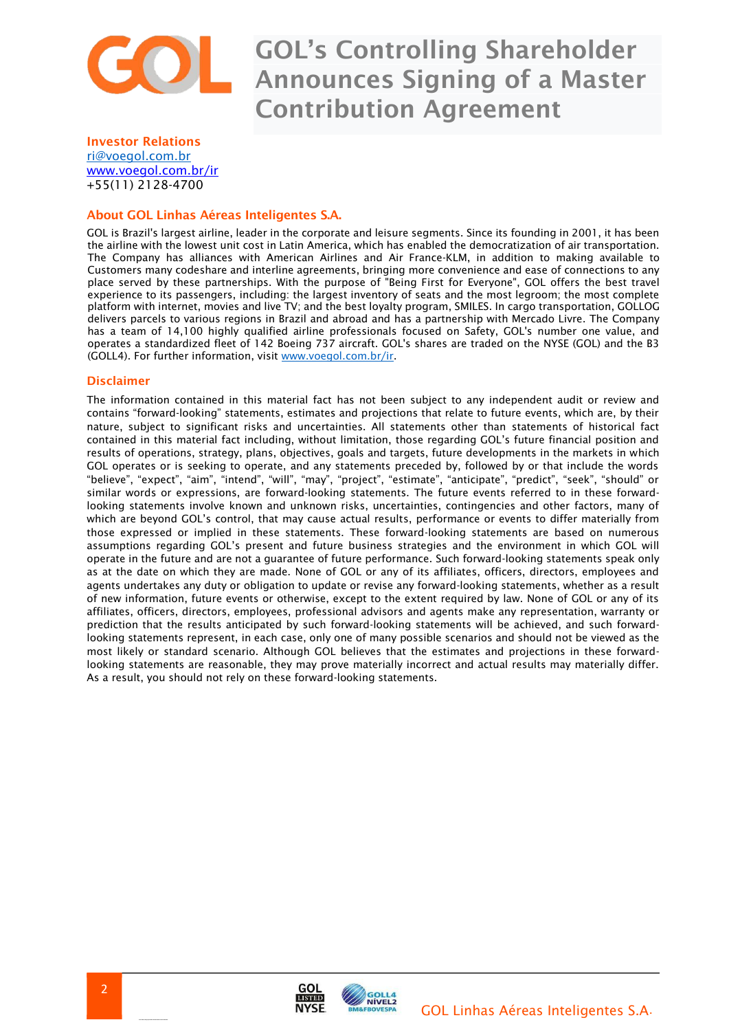## Investor Relations

ri@voegol.com.br
www.voegol.com.br/ir
+55(11) 2128-4700

## About GOL Linhas Aéreas Inteligentes S.A.

GOL is Brazil's largest airline, leader in the corporate and leisure segments. Since its founding in 2001, it has been the airline with the lowest unit cost in Latin America, which has enabled the democratization of air transportation. The Company has alliances with American Airlines and Air France-KLM, in addition to making available to Customers many codeshare and interline agreements, bringing more convenience and ease of connections to any place served by these partnerships. With the purpose of "Being First for Everyone", GOL offers the best travel experience to its passengers, including: the largest inventory of seats and the most legroom; the most complete platform with internet, movies and live TV; and the best loyalty program, SMILES. In cargo transportation, GOLLOG delivers parcels to various regions in Brazil and abroad and has a partnership with Mercado Livre. The Company has a team of 14,100 highly qualified airline professionals focused on Safety, GOL's number one value, and operates a standardized fleet of 142 Boeing 737 aircraft. GOL's shares are traded on the NYSE (GOL) and the B3 (GOLL4). For further information, visit www.voegol.com.br/ir.

## Disclaimer

The information contained in this material fact has not been subject to any independent audit or review and contains "forward-looking" statements, estimates and projections that relate to future events, which are, by their nature, subject to significant risks and uncertainties. All statements other than statements of historical fact contained in this material fact including, without limitation, those regarding GOL's future financial position and results of operations, strategy, plans, objectives, goals and targets, future developments in the markets in which GOL operates or is seeking to operate, and any statements preceded by, followed by or that include the words "believe", "expect", "aim", "intend", "will", "may", "project", "estimate", "anticipate", "predict", "seek", "should" or similar words or expressions, are forward-looking statements. The future events referred to in these forward-looking statements involve known and unknown risks, uncertainties, contingencies and other factors, many of which are beyond GOL's control, that may cause actual results, performance or events to differ materially from those expressed or implied in these statements. These forward-looking statements are based on numerous assumptions regarding GOL's present and future business strategies and the environment in which GOL will operate in the future and are not a guarantee of future performance. Such forward-looking statements speak only as at the date on which they are made. None of GOL or any of its affiliates, officers, directors, employees and agents undertakes any duty or obligation to update or revise any forward-looking statements, whether as a result of new information, future events or otherwise, except to the extent required by law. None of GOL or any of its affiliates, officers, directors, employees, professional advisors and agents make any representation, warranty or prediction that the results anticipated by such forward-looking statements will be achieved, and such forward-looking statements represent, in each case, only one of many possible scenarios and should not be viewed as the most likely or standard scenario. Although GOL believes that the estimates and projections in these forward-looking statements are reasonable, they may prove materially incorrect and actual results may materially differ. As a result, you should not rely on these forward-looking statements.